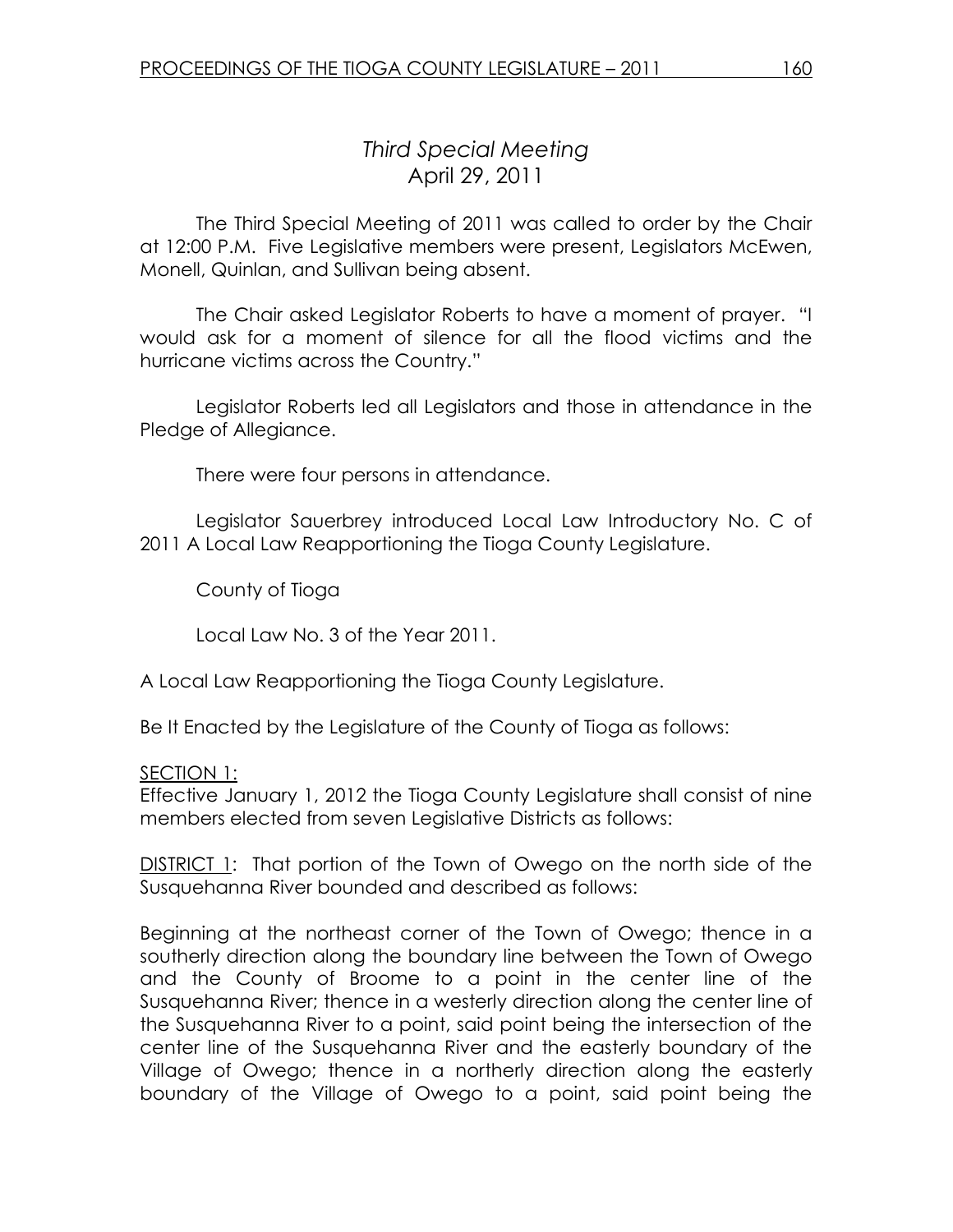# *Third Special Meeting*

April 29, 2011

The Third Special Meeting of 2011 was called to order by the Chair at 12:00 P.M. Five Legislative members were present, Legislators McEwen, Monell, Quinlan, and Sullivan being absent.

The Chair asked Legislator Roberts to have a moment of prayer. "I would ask for a moment of silence for all the flood victims and the hurricane victims across the Country."

Legislator Roberts led all Legislators and those in attendance in the Pledge of Allegiance.

There were four persons in attendance.

Legislator Sauerbrey introduced Local Law Introductory No. C of 2011 A Local Law Reapportioning the Tioga County Legislature.

County of Tioga

Local Law No. 3 of the Year 2011.

A Local Law Reapportioning the Tioga County Legislature.

Be It Enacted by the Legislature of the County of Tioga as follows:

SECTION 1:

Effective January 1, 2012 the Tioga County Legislature shall consist of nine members elected from seven Legislative Districts as follows:

DISTRICT 1: That portion of the Town of Owego on the north side of the Susquehanna River bounded and described as follows:

Beginning at the northeast corner of the Town of Owego; thence in a southerly direction along the boundary line between the Town of Owego and the County of Broome to a point in the center line of the Susquehanna River; thence in a westerly direction along the center line of the Susquehanna River to a point, said point being the intersection of the center line of the Susquehanna River and the easterly boundary of the Village of Owego; thence in a northerly direction along the easterly boundary of the Village of Owego to a point, said point being the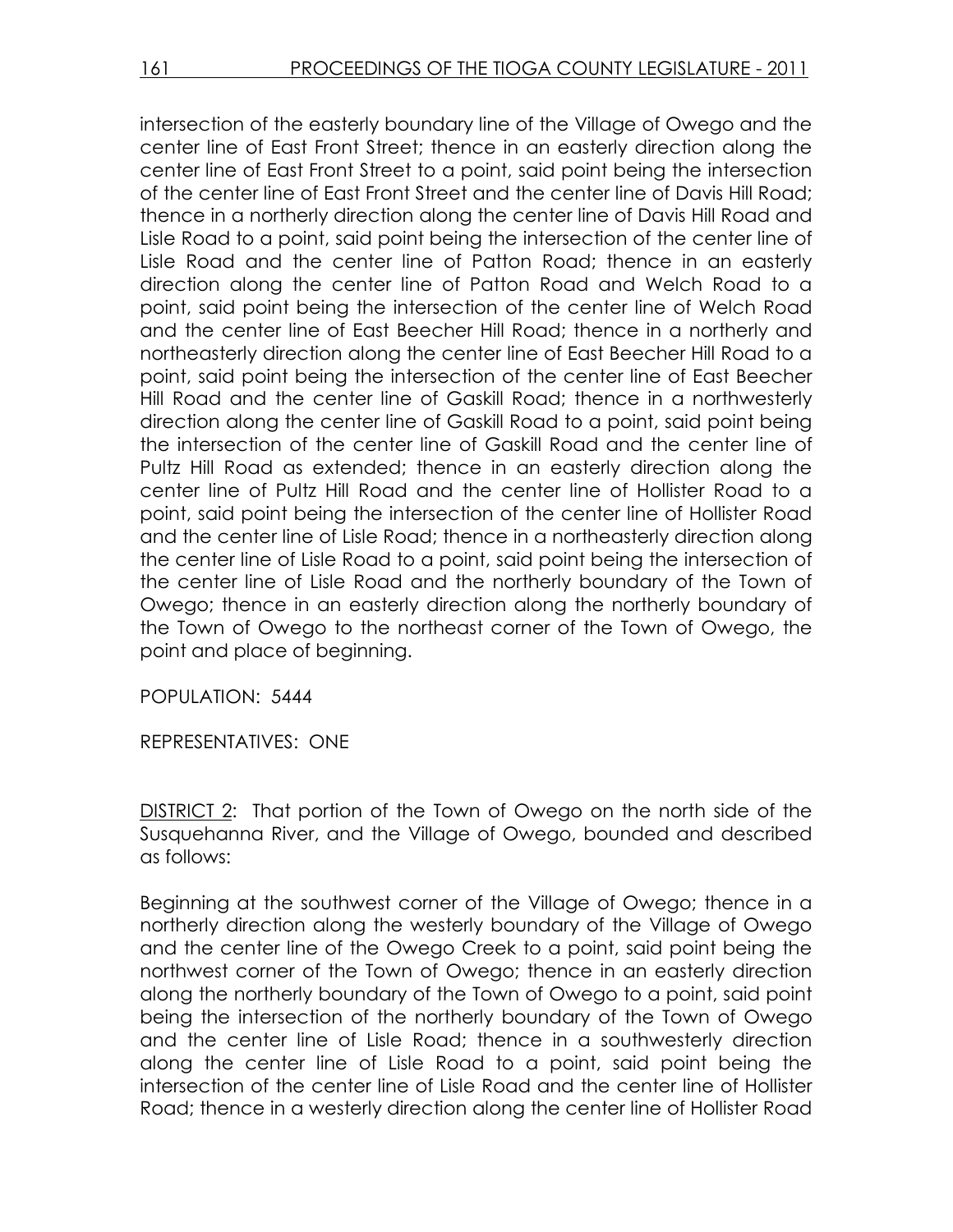intersection of the easterly boundary line of the Village of Owego and the center line of East Front Street; thence in an easterly direction along the center line of East Front Street to a point, said point being the intersection of the center line of East Front Street and the center line of Davis Hill Road; thence in a northerly direction along the center line of Davis Hill Road and Lisle Road to a point, said point being the intersection of the center line of Lisle Road and the center line of Patton Road; thence in an easterly direction along the center line of Patton Road and Welch Road to a point, said point being the intersection of the center line of Welch Road and the center line of East Beecher Hill Road; thence in a northerly and northeasterly direction along the center line of East Beecher Hill Road to a point, said point being the intersection of the center line of East Beecher Hill Road and the center line of Gaskill Road; thence in a northwesterly direction along the center line of Gaskill Road to a point, said point being the intersection of the center line of Gaskill Road and the center line of Pultz Hill Road as extended; thence in an easterly direction along the center line of Pultz Hill Road and the center line of Hollister Road to a point, said point being the intersection of the center line of Hollister Road and the center line of Lisle Road; thence in a northeasterly direction along the center line of Lisle Road to a point, said point being the intersection of the center line of Lisle Road and the northerly boundary of the Town of Owego; thence in an easterly direction along the northerly boundary of the Town of Owego to the northeast corner of the Town of Owego, the point and place of beginning.

POPULATION: 5444

REPRESENTATIVES: ONE

DISTRICT 2: That portion of the Town of Owego on the north side of the Susquehanna River, and the Village of Owego, bounded and described as follows:

Beginning at the southwest corner of the Village of Owego; thence in a northerly direction along the westerly boundary of the Village of Owego and the center line of the Owego Creek to a point, said point being the northwest corner of the Town of Owego; thence in an easterly direction along the northerly boundary of the Town of Owego to a point, said point being the intersection of the northerly boundary of the Town of Owego and the center line of Lisle Road; thence in a southwesterly direction along the center line of Lisle Road to a point, said point being the intersection of the center line of Lisle Road and the center line of Hollister Road; thence in a westerly direction along the center line of Hollister Road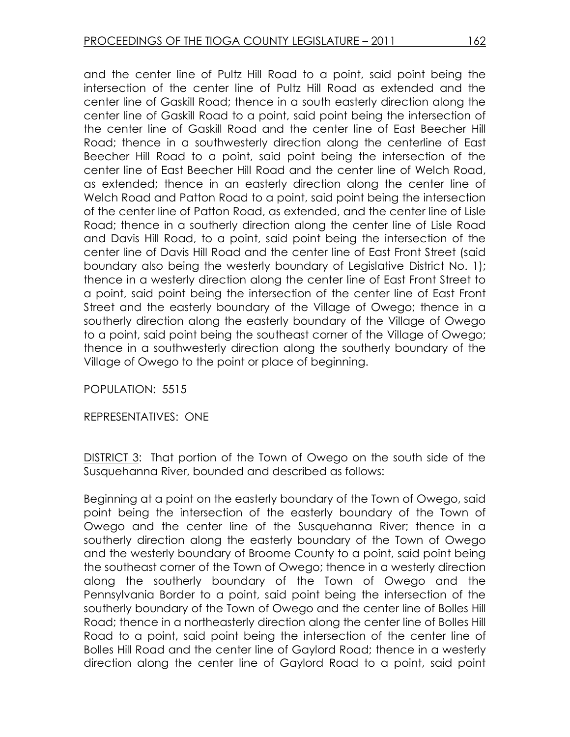and the center line of Pultz Hill Road to a point, said point being the intersection of the center line of Pultz Hill Road as extended and the center line of Gaskill Road; thence in a south easterly direction along the center line of Gaskill Road to a point, said point being the intersection of the center line of Gaskill Road and the center line of East Beecher Hill Road; thence in a southwesterly direction along the centerline of East Beecher Hill Road to a point, said point being the intersection of the center line of East Beecher Hill Road and the center line of Welch Road, as extended; thence in an easterly direction along the center line of Welch Road and Patton Road to a point, said point being the intersection of the center line of Patton Road, as extended, and the center line of Lisle Road; thence in a southerly direction along the center line of Lisle Road and Davis Hill Road, to a point, said point being the intersection of the center line of Davis Hill Road and the center line of East Front Street (said boundary also being the westerly boundary of Legislative District No. 1); thence in a westerly direction along the center line of East Front Street to a point, said point being the intersection of the center line of East Front Street and the easterly boundary of the Village of Owego; thence in a southerly direction along the easterly boundary of the Village of Owego to a point, said point being the southeast corner of the Village of Owego; thence in a southwesterly direction along the southerly boundary of the Village of Owego to the point or place of beginning.

POPULATION: 5515

REPRESENTATIVES: ONE

DISTRICT 3: That portion of the Town of Owego on the south side of the Susquehanna River, bounded and described as follows:

Beginning at a point on the easterly boundary of the Town of Owego, said point being the intersection of the easterly boundary of the Town of Owego and the center line of the Susquehanna River; thence in a southerly direction along the easterly boundary of the Town of Owego and the westerly boundary of Broome County to a point, said point being the southeast corner of the Town of Owego; thence in a westerly direction along the southerly boundary of the Town of Owego and the Pennsylvania Border to a point, said point being the intersection of the southerly boundary of the Town of Owego and the center line of Bolles Hill Road; thence in a northeasterly direction along the center line of Bolles Hill Road to a point, said point being the intersection of the center line of Bolles Hill Road and the center line of Gaylord Road; thence in a westerly direction along the center line of Gaylord Road to a point, said point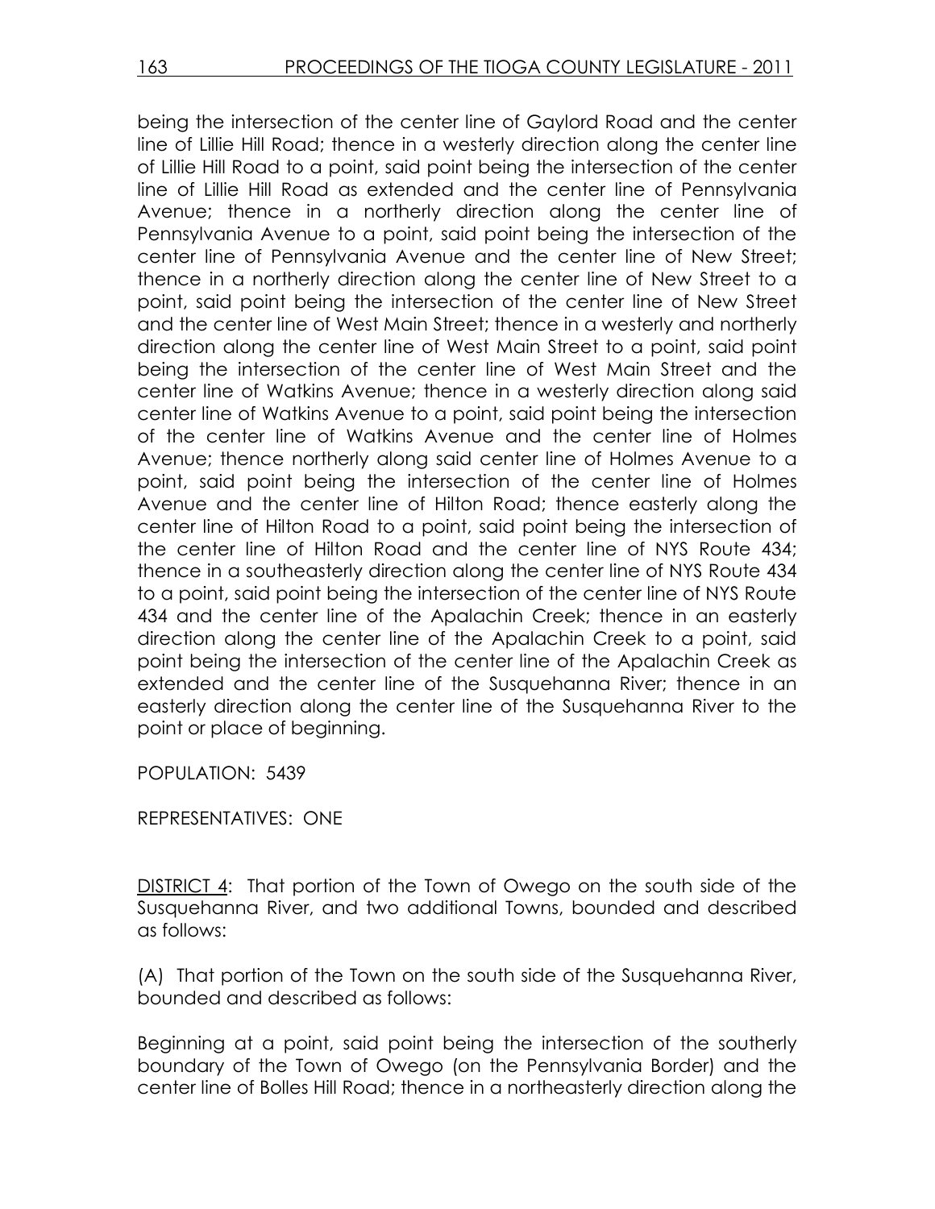being the intersection of the center line of Gaylord Road and the center line of Lillie Hill Road; thence in a westerly direction along the center line of Lillie Hill Road to a point, said point being the intersection of the center line of Lillie Hill Road as extended and the center line of Pennsylvania Avenue; thence in a northerly direction along the center line of Pennsylvania Avenue to a point, said point being the intersection of the center line of Pennsylvania Avenue and the center line of New Street; thence in a northerly direction along the center line of New Street to a point, said point being the intersection of the center line of New Street and the center line of West Main Street; thence in a westerly and northerly direction along the center line of West Main Street to a point, said point being the intersection of the center line of West Main Street and the center line of Watkins Avenue; thence in a westerly direction along said center line of Watkins Avenue to a point, said point being the intersection of the center line of Watkins Avenue and the center line of Holmes Avenue; thence northerly along said center line of Holmes Avenue to a point, said point being the intersection of the center line of Holmes Avenue and the center line of Hilton Road; thence easterly along the center line of Hilton Road to a point, said point being the intersection of the center line of Hilton Road and the center line of NYS Route 434; thence in a southeasterly direction along the center line of NYS Route 434 to a point, said point being the intersection of the center line of NYS Route 434 and the center line of the Apalachin Creek; thence in an easterly direction along the center line of the Apalachin Creek to a point, said point being the intersection of the center line of the Apalachin Creek as extended and the center line of the Susquehanna River; thence in an easterly direction along the center line of the Susquehanna River to the point or place of beginning.

POPULATION: 5439

REPRESENTATIVES: ONE

DISTRICT 4: That portion of the Town of Owego on the south side of the Susquehanna River, and two additional Towns, bounded and described as follows:

(A) That portion of the Town on the south side of the Susquehanna River, bounded and described as follows:

Beginning at a point, said point being the intersection of the southerly boundary of the Town of Owego (on the Pennsylvania Border) and the center line of Bolles Hill Road; thence in a northeasterly direction along the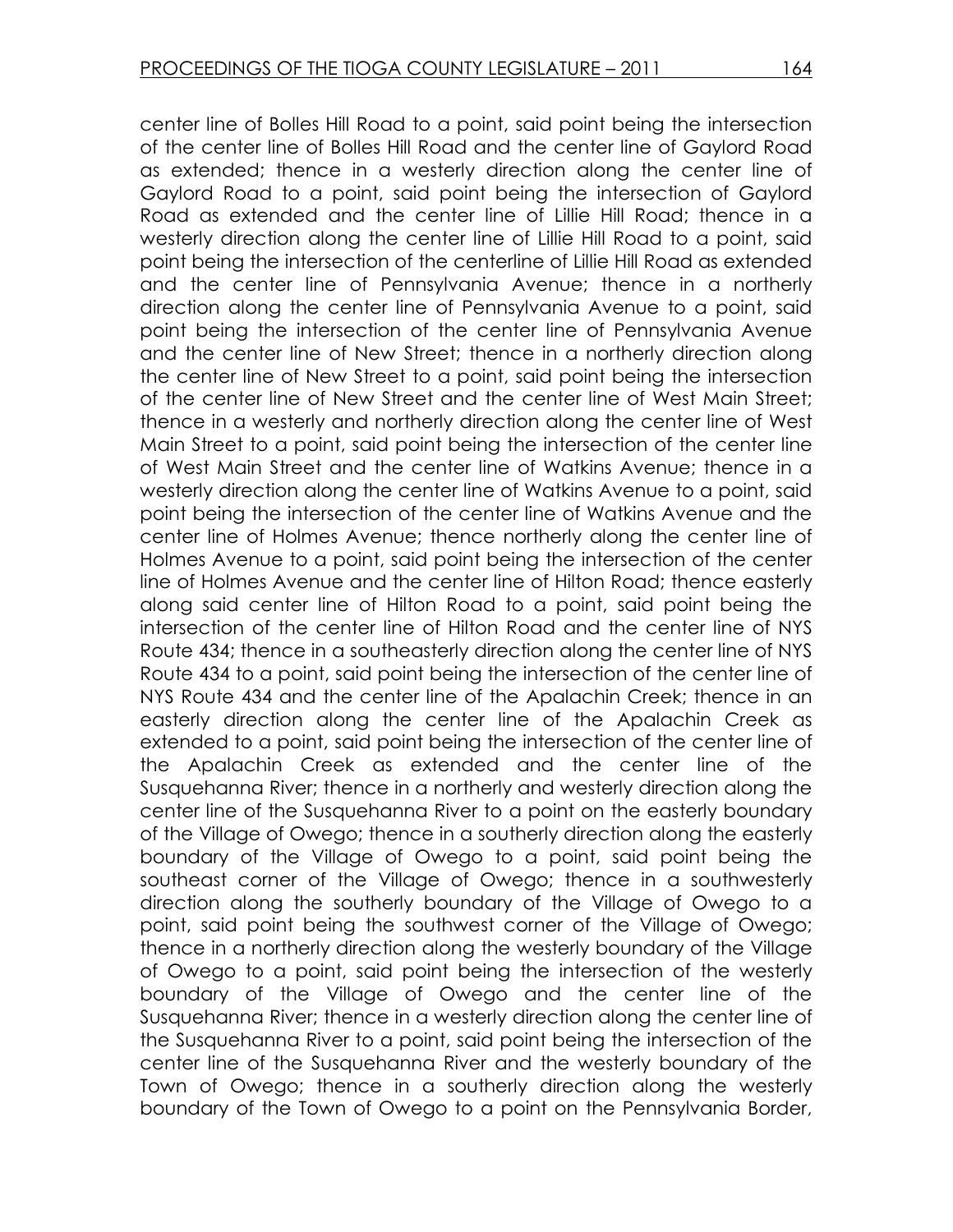center line of Bolles Hill Road to a point, said point being the intersection of the center line of Bolles Hill Road and the center line of Gaylord Road as extended; thence in a westerly direction along the center line of Gaylord Road to a point, said point being the intersection of Gaylord Road as extended and the center line of Lillie Hill Road; thence in a westerly direction along the center line of Lillie Hill Road to a point, said point being the intersection of the centerline of Lillie Hill Road as extended and the center line of Pennsylvania Avenue; thence in a northerly direction along the center line of Pennsylvania Avenue to a point, said point being the intersection of the center line of Pennsylvania Avenue and the center line of New Street; thence in a northerly direction along the center line of New Street to a point, said point being the intersection of the center line of New Street and the center line of West Main Street; thence in a westerly and northerly direction along the center line of West Main Street to a point, said point being the intersection of the center line of West Main Street and the center line of Watkins Avenue; thence in a westerly direction along the center line of Watkins Avenue to a point, said point being the intersection of the center line of Watkins Avenue and the center line of Holmes Avenue; thence northerly along the center line of Holmes Avenue to a point, said point being the intersection of the center line of Holmes Avenue and the center line of Hilton Road; thence easterly along said center line of Hilton Road to a point, said point being the intersection of the center line of Hilton Road and the center line of NYS Route 434; thence in a southeasterly direction along the center line of NYS Route 434 to a point, said point being the intersection of the center line of NYS Route 434 and the center line of the Apalachin Creek; thence in an easterly direction along the center line of the Apalachin Creek as extended to a point, said point being the intersection of the center line of the Apalachin Creek as extended and the center line of the Susquehanna River; thence in a northerly and westerly direction along the center line of the Susquehanna River to a point on the easterly boundary of the Village of Owego; thence in a southerly direction along the easterly boundary of the Village of Owego to a point, said point being the southeast corner of the Village of Owego; thence in a southwesterly direction along the southerly boundary of the Village of Owego to a point, said point being the southwest corner of the Village of Owego; thence in a northerly direction along the westerly boundary of the Village of Owego to a point, said point being the intersection of the westerly boundary of the Village of Owego and the center line of the Susquehanna River; thence in a westerly direction along the center line of the Susquehanna River to a point, said point being the intersection of the center line of the Susquehanna River and the westerly boundary of the Town of Owego; thence in a southerly direction along the westerly boundary of the Town of Owego to a point on the Pennsylvania Border,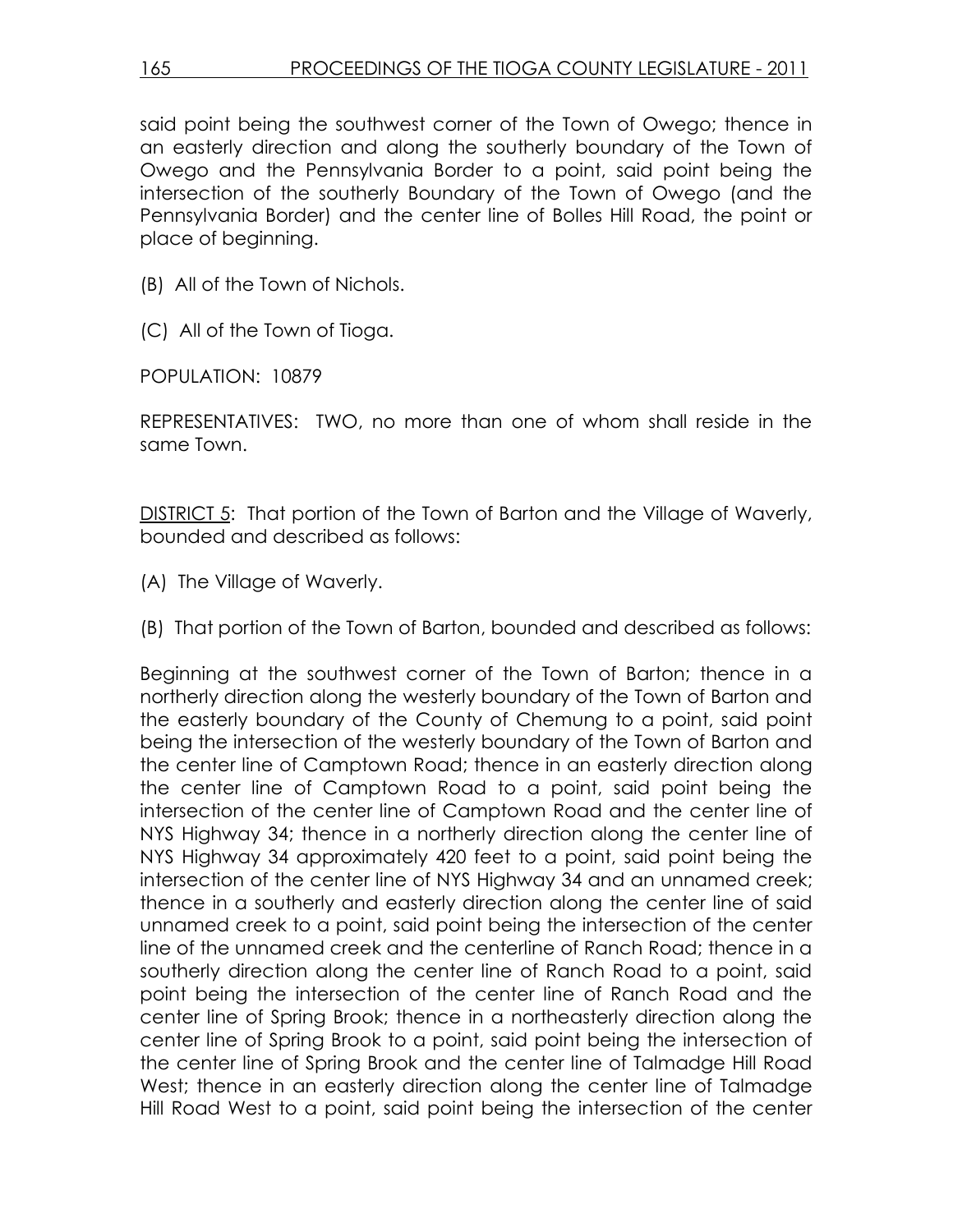said point being the southwest corner of the Town of Owego; thence in an easterly direction and along the southerly boundary of the Town of Owego and the Pennsylvania Border to a point, said point being the intersection of the southerly Boundary of the Town of Owego (and the Pennsylvania Border) and the center line of Bolles Hill Road, the point or place of beginning.

(B) All of the Town of Nichols.

(C) All of the Town of Tioga.

POPULATION: 10879

REPRESENTATIVES: TWO, no more than one of whom shall reside in the same Town.

DISTRICT 5: That portion of the Town of Barton and the Village of Waverly, bounded and described as follows:

(A) The Village of Waverly.

(B) That portion of the Town of Barton, bounded and described as follows:

Beginning at the southwest corner of the Town of Barton; thence in a northerly direction along the westerly boundary of the Town of Barton and the easterly boundary of the County of Chemung to a point, said point being the intersection of the westerly boundary of the Town of Barton and the center line of Camptown Road; thence in an easterly direction along the center line of Camptown Road to a point, said point being the intersection of the center line of Camptown Road and the center line of NYS Highway 34; thence in a northerly direction along the center line of NYS Highway 34 approximately 420 feet to a point, said point being the intersection of the center line of NYS Highway 34 and an unnamed creek; thence in a southerly and easterly direction along the center line of said unnamed creek to a point, said point being the intersection of the center line of the unnamed creek and the centerline of Ranch Road; thence in a southerly direction along the center line of Ranch Road to a point, said point being the intersection of the center line of Ranch Road and the center line of Spring Brook; thence in a northeasterly direction along the center line of Spring Brook to a point, said point being the intersection of the center line of Spring Brook and the center line of Talmadge Hill Road West; thence in an easterly direction along the center line of Talmadge Hill Road West to a point, said point being the intersection of the center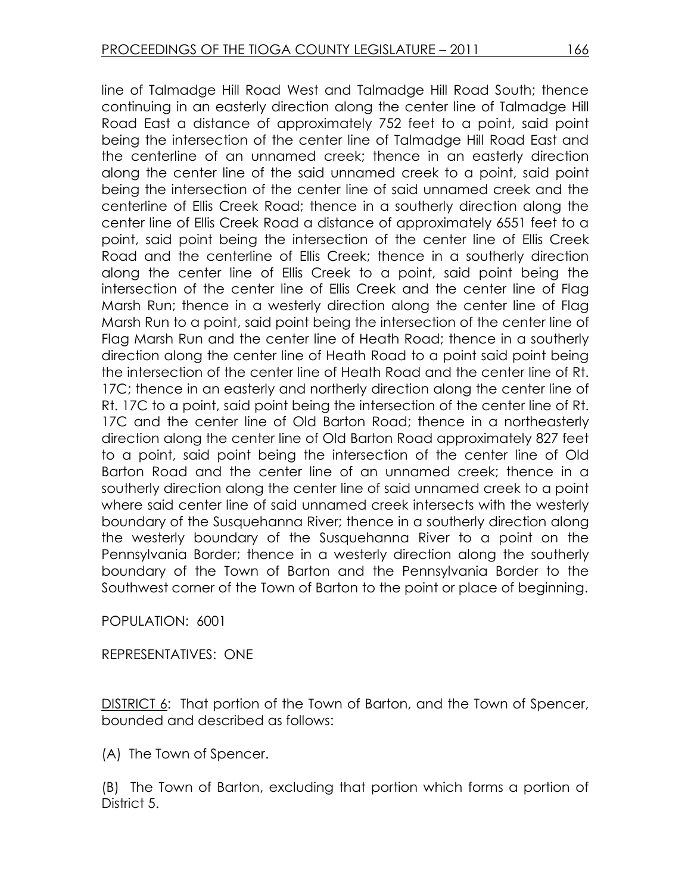line of Talmadge Hill Road West and Talmadge Hill Road South; thence continuing in an easterly direction along the center line of Talmadge Hill Road East a distance of approximately 752 feet to a point, said point being the intersection of the center line of Talmadge Hill Road East and the centerline of an unnamed creek; thence in an easterly direction along the center line of the said unnamed creek to a point, said point being the intersection of the center line of said unnamed creek and the centerline of Ellis Creek Road; thence in a southerly direction along the center line of Ellis Creek Road a distance of approximately 6551 feet to a point, said point being the intersection of the center line of Ellis Creek Road and the centerline of Ellis Creek; thence in a southerly direction along the center line of Ellis Creek to a point, said point being the intersection of the center line of Ellis Creek and the center line of Flag Marsh Run; thence in a westerly direction along the center line of Flag Marsh Run to a point, said point being the intersection of the center line of Flag Marsh Run and the center line of Heath Road; thence in a southerly direction along the center line of Heath Road to a point said point being the intersection of the center line of Heath Road and the center line of Rt. 17C; thence in an easterly and northerly direction along the center line of Rt. 17C to a point, said point being the intersection of the center line of Rt. 17C and the center line of Old Barton Road; thence in a northeasterly direction along the center line of Old Barton Road approximately 827 feet to a point, said point being the intersection of the center line of Old Barton Road and the center line of an unnamed creek; thence in a southerly direction along the center line of said unnamed creek to a point where said center line of said unnamed creek intersects with the westerly boundary of the Susquehanna River; thence in a southerly direction along the westerly boundary of the Susquehanna River to a point on the Pennsylvania Border; thence in a westerly direction along the southerly boundary of the Town of Barton and the Pennsylvania Border to the Southwest corner of the Town of Barton to the point or place of beginning.

POPULATION: 6001

REPRESENTATIVES: ONE

DISTRICT 6: That portion of the Town of Barton, and the Town of Spencer, bounded and described as follows:

(A) The Town of Spencer.

(B) The Town of Barton, excluding that portion which forms a portion of District 5.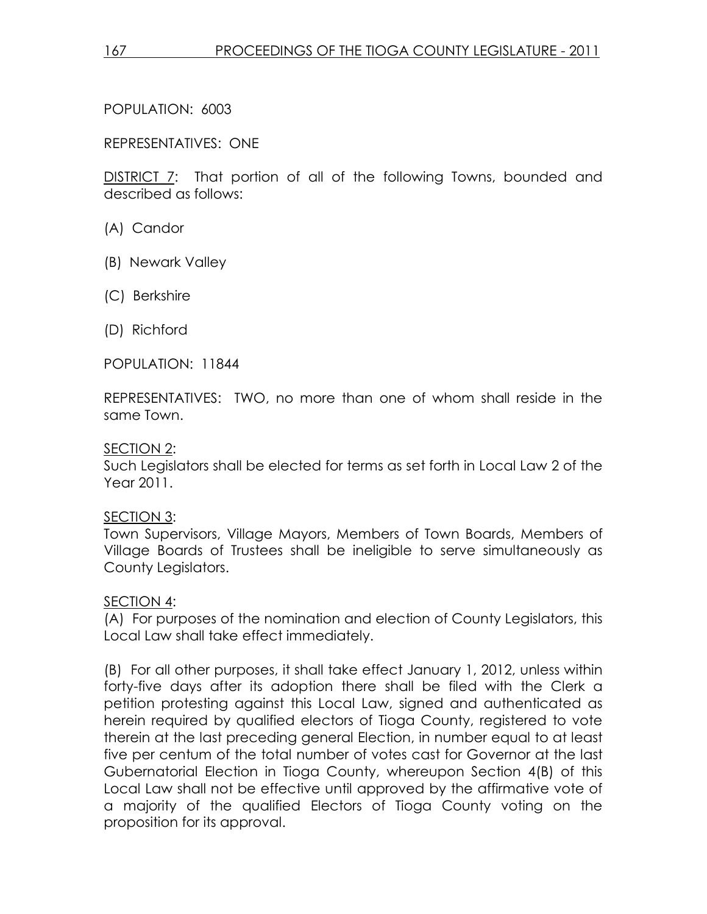POPULATION: 6003

REPRESENTATIVES: ONE

<u>DISTRICT 7</u>: That portion of all of the following Towns, bounded and described as follows:

(A) Candor

(B) Newark Valley

(C) Berkshire

(D) Richford

POPULATION: 11844

REPRESENTATIVES: TWO, no more than one of whom shall reside in the same Town.

<u>SECTION 2</u>:
Such Legislators shall be elected for terms as set forth in Local Law 2 of the Year 2011.

<u>SECTION 3</u>:
Town Supervisors, Village Mayors, Members of Town Boards, Members of Village Boards of Trustees shall be ineligible to serve simultaneously as County Legislators.

<u>SECTION 4</u>:
(A) For purposes of the nomination and election of County Legislators, this Local Law shall take effect immediately.

(B) For all other purposes, it shall take effect January 1, 2012, unless within forty-five days after its adoption there shall be filed with the Clerk a petition protesting against this Local Law, signed and authenticated as herein required by qualified electors of Tioga County, registered to vote therein at the last preceding general Election, in number equal to at least five per centum of the total number of votes cast for Governor at the last Gubernatorial Election in Tioga County, whereupon Section 4(B) of this Local Law shall not be effective until approved by the affirmative vote of a majority of the qualified Electors of Tioga County voting on the proposition for its approval.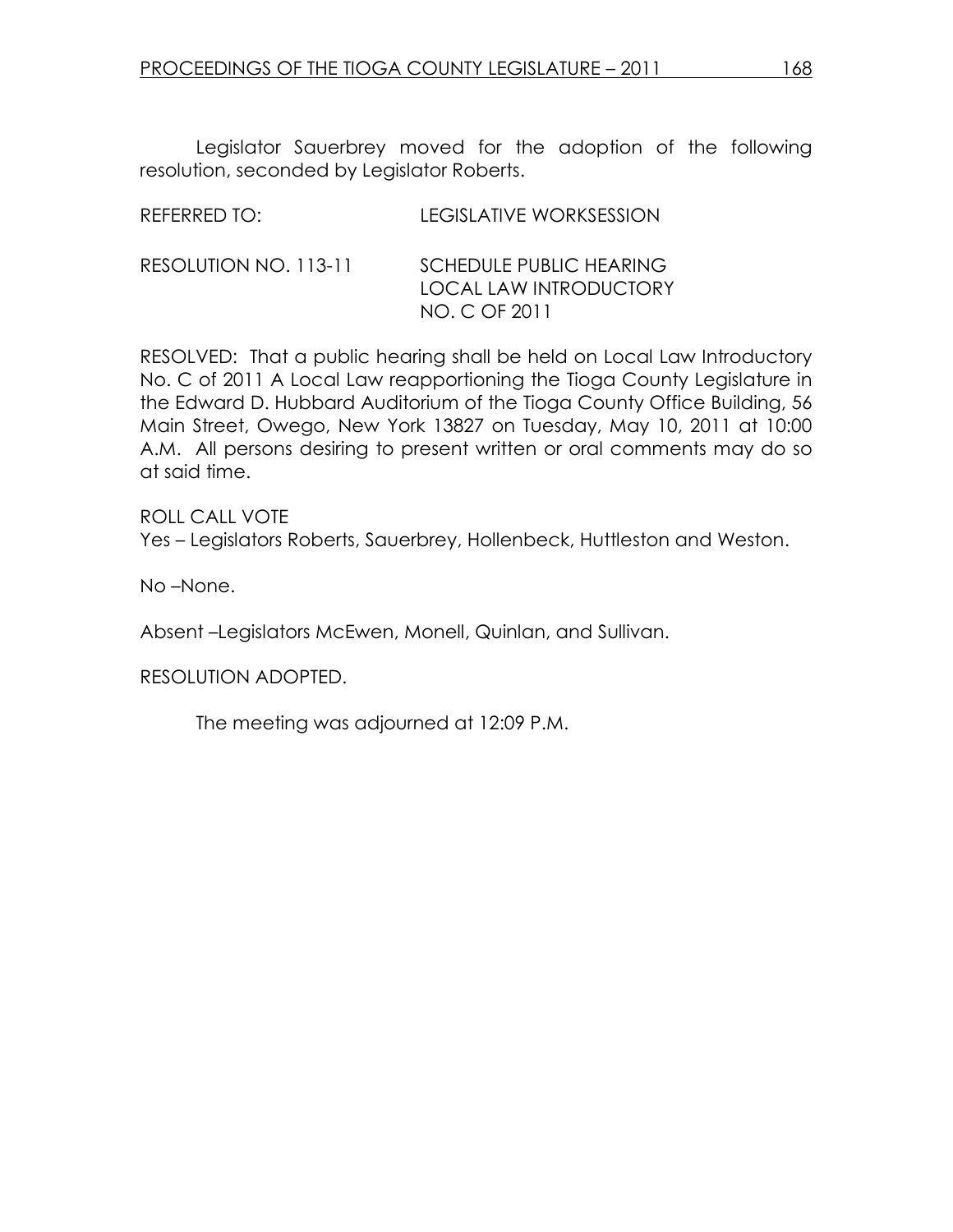Legislator Sauerbrey moved for the adoption of the following resolution, seconded by Legislator Roberts.

REFERRED TO: LEGISLATIVE WORKSESSION

RESOLUTION NO. 113-11 SCHEDULE PUBLIC HEARING LOCAL LAW INTRODUCTORY NO. C OF 2011

RESOLVED: That a public hearing shall be held on Local Law Introductory No. C of 2011 A Local Law reapportioning the Tioga County Legislature in the Edward D. Hubbard Auditorium of the Tioga County Office Building, 56 Main Street, Owego, New York 13827 on Tuesday, May 10, 2011 at 10:00 A.M. All persons desiring to present written or oral comments may do so at said time.

ROLL CALL VOTE

Yes – Legislators Roberts, Sauerbrey, Hollenbeck, Huttleston and Weston.

No –None.

Absent –Legislators McEwen, Monell, Quinlan, and Sullivan.

RESOLUTION ADOPTED.

The meeting was adjourned at 12:09 P.M.